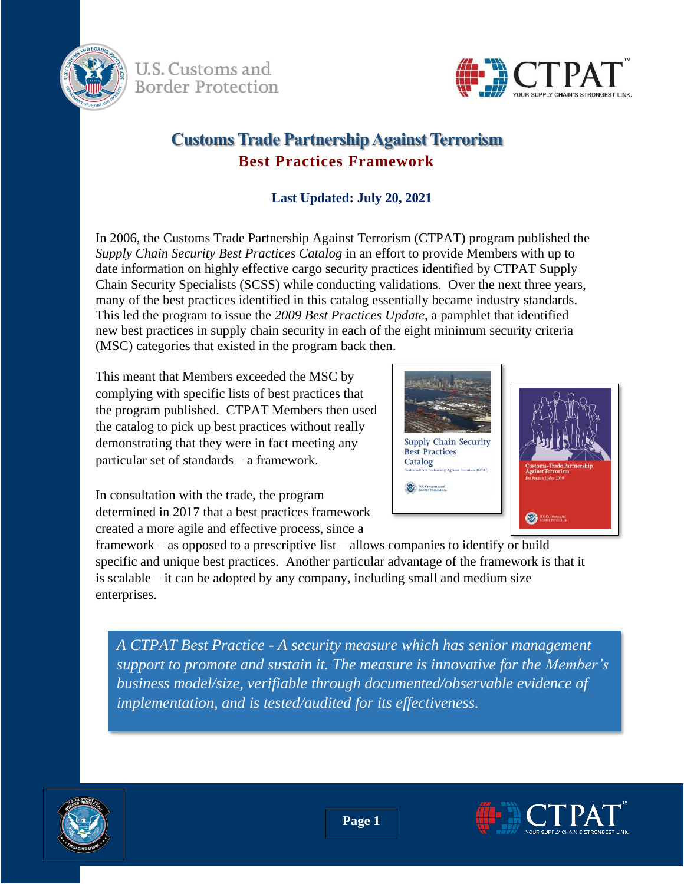# Customs Trade Partnership Against Terrorism

## Best Practices Framework

**Last Updated: July 20, 2021**

In 2006, the Customs Trade Partnership Against Terrorism (CTPAT) program published the *Supply Chain Security Best Practices Catalog* in an effort to provide Members with up to date information on highly effective cargo security practices identified by CTPAT Supply Chain Security Specialists (SCSS) while conducting validations. Over the next three years, many of the best practices identified in this catalog essentially became industry standards. This led the program to issue the *2009 Best Practices Update*, a pamphlet that identified new best practices in supply chain security in each of the eight minimum security criteria (MSC) categories that existed in the program back then.

This meant that Members exceeded the MSC by complying with specific lists of best practices that the program published. CTPAT Members then used the catalog to pick up best practices without really demonstrating that they were in fact meeting any particular set of standards – a framework.

In consultation with the trade, the program determined in 2017 that a best practices framework created a more agile and effective process, since a framework – as opposed to a prescriptive list – allows companies to identify or build specific and unique best practices. Another particular advantage of the framework is that it is scalable – it can be adopted by any company, including small and medium size enterprises.

> *A CTPAT Best Practice - A security measure which has senior management support to promote and sustain it. The measure is innovative for the Member's business model/size, verifiable through documented/observable evidence of implementation, and is tested/audited for its effectiveness.*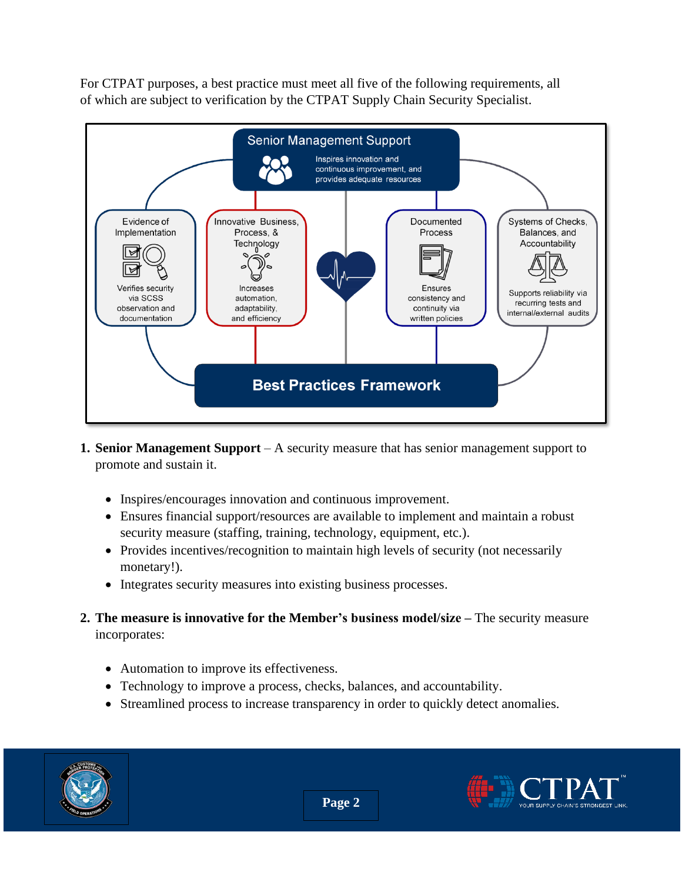For CTPAT purposes, a best practice must meet all five of the following requirements, all of which are subject to verification by the CTPAT Supply Chain Security Specialist.

**Senior Management Support**
Inspires innovation and continuous improvement, and provides adequate resources

**Evidence of Implementation**
Verifies security via SCSS observation and documentation

**Innovative Business, Process, & Technology**
Increases automation, adaptability, and efficiency

**Documented Process**
Ensures consistency and continuity via written policies

**Systems of Checks, Balances, and Accountability**
Supports reliability via recurring tests and internal/external audits

**Best Practices Framework**

1. **Senior Management Support** – A security measure that has senior management support to promote and sustain it.

    - Inspires/encourages innovation and continuous improvement.
    - Ensures financial support/resources are available to implement and maintain a robust security measure (staffing, training, technology, equipment, etc.).
    - Provides incentives/recognition to maintain high levels of security (not necessarily monetary!).
    - Integrates security measures into existing business processes.

2. **The measure is innovative for the Member's business model/size –** The security measure incorporates:

    - Automation to improve its effectiveness.
    - Technology to improve a process, checks, balances, and accountability.
    - Streamlined process to increase transparency in order to quickly detect anomalies.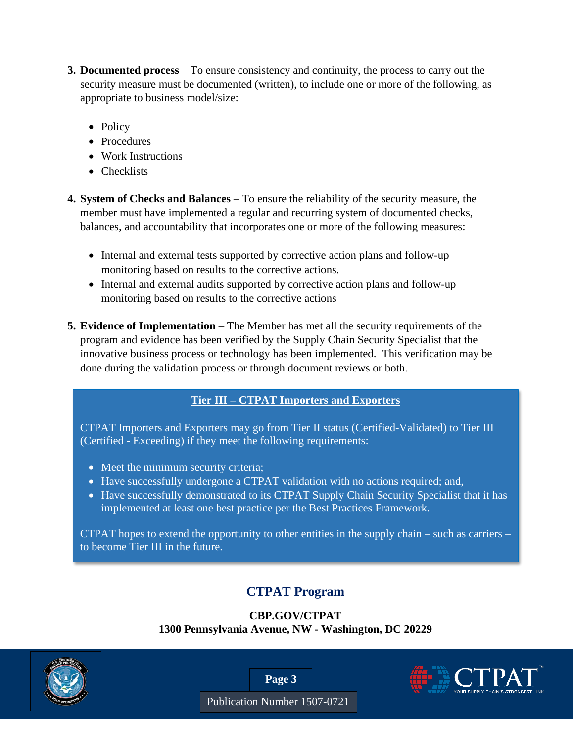3. **Documented process** – To ensure consistency and continuity, the process to carry out the security measure must be documented (written), to include one or more of the following, as appropriate to business model/size:

   - Policy
   - Procedures
   - Work Instructions
   - Checklists

4. **System of Checks and Balances** – To ensure the reliability of the security measure, the member must have implemented a regular and recurring system of documented checks, balances, and accountability that incorporates one or more of the following measures:

   - Internal and external tests supported by corrective action plans and follow-up monitoring based on results to the corrective actions.
   - Internal and external audits supported by corrective action plans and follow-up monitoring based on results to the corrective actions

5. **Evidence of Implementation** – The Member has met all the security requirements of the program and evidence has been verified by the Supply Chain Security Specialist that the innovative business process or technology has been implemented. This verification may be done during the validation process or through document reviews or both.

## Tier III – CTPAT Importers and Exporters

CTPAT Importers and Exporters may go from Tier II status (Certified-Validated) to Tier III (Certified - Exceeding) if they meet the following requirements:

- Meet the minimum security criteria;
- Have successfully undergone a CTPAT validation with no actions required; and,
- Have successfully demonstrated to its CTPAT Supply Chain Security Specialist that it has implemented at least one best practice per the Best Practices Framework.

CTPAT hopes to extend the opportunity to other entities in the supply chain – such as carriers – to become Tier III in the future.

## CTPAT Program

**CBP.GOV/CTPAT**
**1300 Pennsylvania Avenue, NW - Washington, DC 20229**

Publication Number 1507-0721